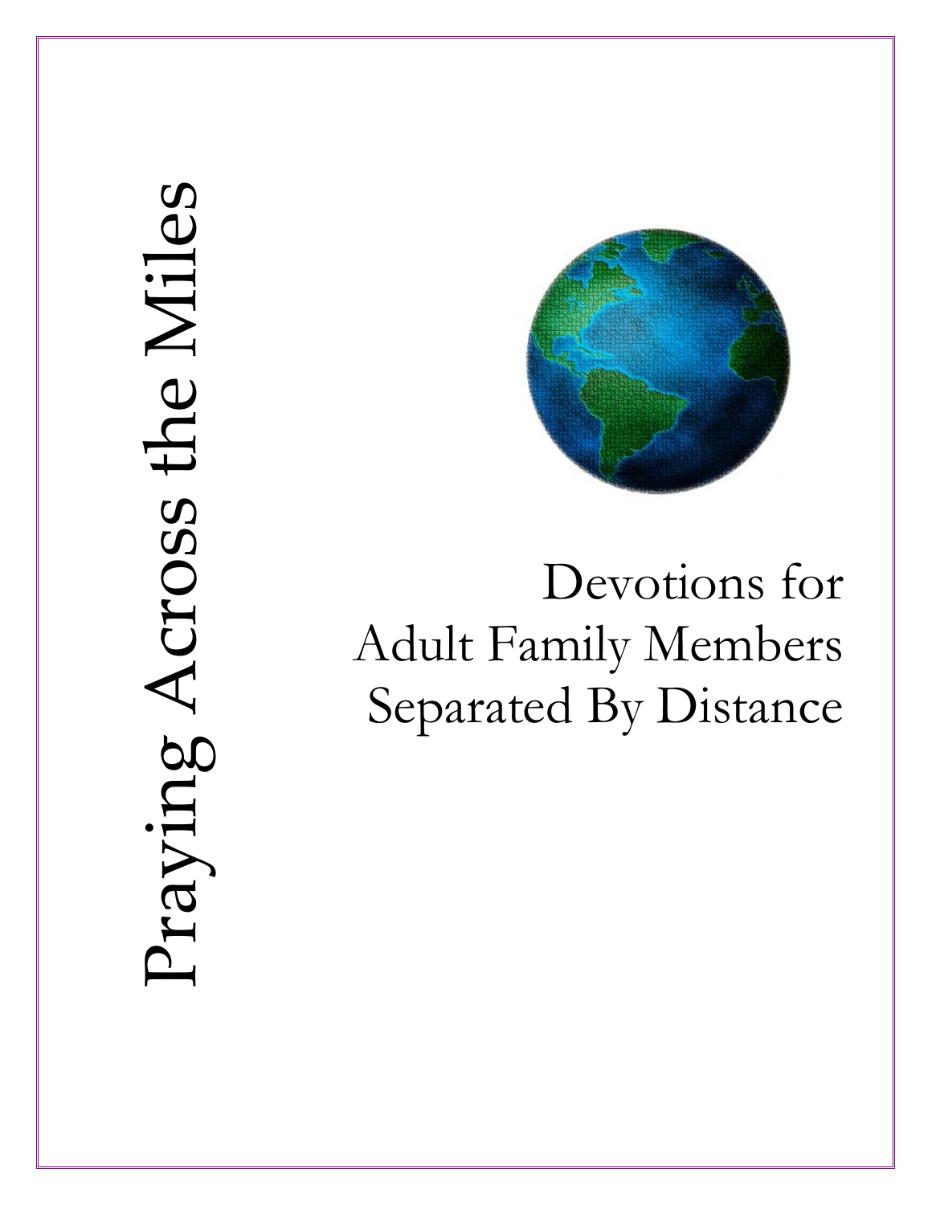# Praying Across the Miles

## Devotions for Adult Family Members Separated By Distance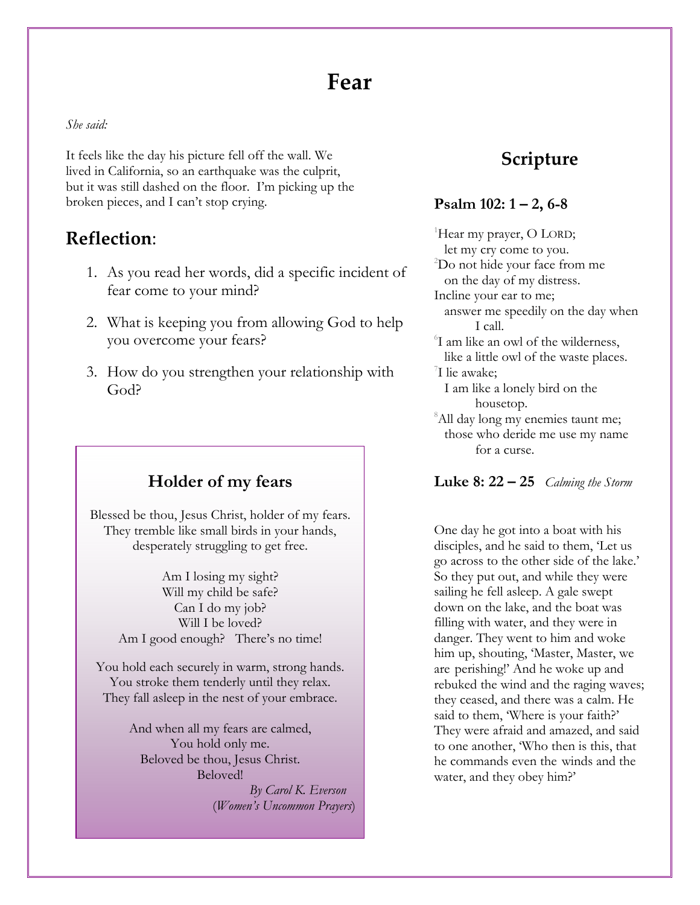# Fear

*She said:*

It feels like the day his picture fell off the wall. We lived in California, so an earthquake was the culprit, but it was still dashed on the floor. I'm picking up the broken pieces, and I can't stop crying.

## Reflection:

1. As you read her words, did a specific incident of fear come to your mind?
2. What is keeping you from allowing God to help you overcome your fears?
3. How do you strengthen your relationship with God?

### Holder of my fears

Blessed be thou, Jesus Christ, holder of my fears.
They tremble like small birds in your hands,
desperately struggling to get free.

Am I losing my sight?
Will my child be safe?
Can I do my job?
Will I be loved?
Am I good enough? There's no time!

You hold each securely in warm, strong hands.
You stroke them tenderly until they relax.
They fall asleep in the nest of your embrace.

And when all my fears are calmed,
You hold only me.
Beloved be thou, Jesus Christ.
Beloved!

*By Carol K. Everson*
(*Women's Uncommon Prayers*)

## Scripture

**Psalm 102: 1 – 2, 6-8**

[1]Hear my prayer, O LORD;
let my cry come to you.
[2]Do not hide your face from me
on the day of my distress.
Incline your ear to me;
answer me speedily on the day when I call.
[6]I am like an owl of the wilderness,
like a little owl of the waste places.
[7]I lie awake;
I am like a lonely bird on the housetop.
[8]All day long my enemies taunt me;
those who deride me use my name for a curse.

**Luke 8: 22 – 25** *Calming the Storm*

One day he got into a boat with his disciples, and he said to them, 'Let us go across to the other side of the lake.' So they put out, and while they were sailing he fell asleep. A gale swept down on the lake, and the boat was filling with water, and they were in danger. They went to him and woke him up, shouting, 'Master, Master, we are perishing!' And he woke up and rebuked the wind and the raging waves; they ceased, and there was a calm. He said to them, 'Where is your faith?' They were afraid and amazed, and said to one another, 'Who then is this, that he commands even the winds and the water, and they obey him?'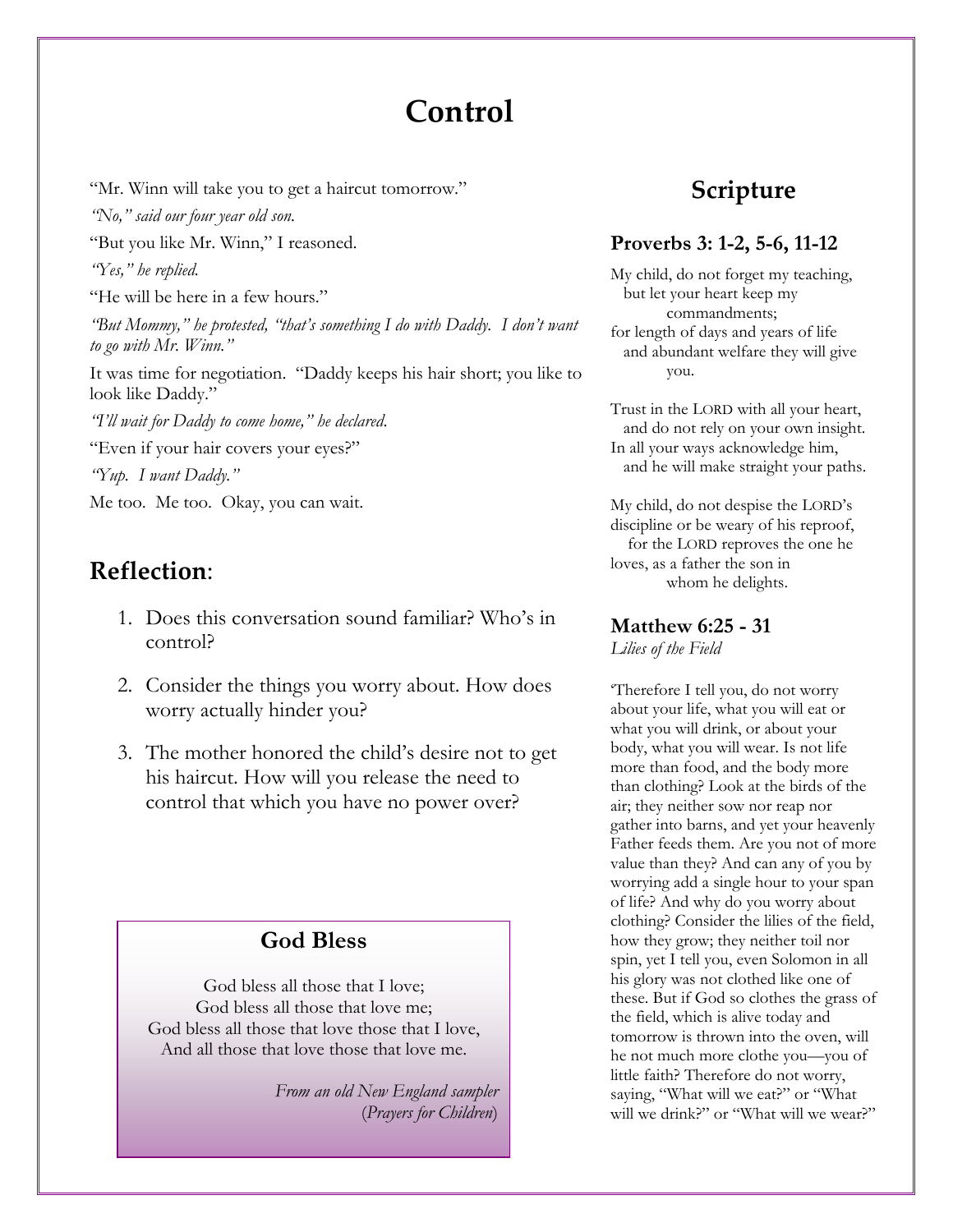# Control

"Mr. Winn will take you to get a haircut tomorrow."

*"No," said our four year old son.*

"But you like Mr. Winn," I reasoned.

*"Yes," he replied.*

"He will be here in a few hours."

*"But Mommy," he protested, "that's something I do with Daddy. I don't want to go with Mr. Winn."*

It was time for negotiation. "Daddy keeps his hair short; you like to look like Daddy."

*"I'll wait for Daddy to come home," he declared.*

"Even if your hair covers your eyes?"

*"Yup. I want Daddy."*

Me too. Me too. Okay, you can wait.

## Reflection:

1. Does this conversation sound familiar? Who's in control?
2. Consider the things you worry about. How does worry actually hinder you?
3. The mother honored the child's desire not to get his haircut. How will you release the need to control that which you have no power over?

### God Bless

God bless all those that I love;
God bless all those that love me;
God bless all those that love those that I love,
And all those that love those that love me.

*From an old New England sampler*
(*Prayers for Children*)

## Scripture

### Proverbs 3: 1-2, 5-6, 11-12

My child, do not forget my teaching,
but let your heart keep my commandments;
for length of days and years of life
and abundant welfare they will give you.

Trust in the LORD with all your heart,
and do not rely on your own insight.
In all your ways acknowledge him,
and he will make straight your paths.

My child, do not despise the LORD's discipline or be weary of his reproof,
for the LORD reproves the one he loves, as a father the son in whom he delights.

### Matthew 6:25 - 31

*Lilies of the Field*

'Therefore I tell you, do not worry about your life, what you will eat or what you will drink, or about your body, what you will wear. Is not life more than food, and the body more than clothing? Look at the birds of the air; they neither sow nor reap nor gather into barns, and yet your heavenly Father feeds them. Are you not of more value than they? And can any of you by worrying add a single hour to your span of life? And why do you worry about clothing? Consider the lilies of the field, how they grow; they neither toil nor spin, yet I tell you, even Solomon in all his glory was not clothed like one of these. But if God so clothes the grass of the field, which is alive today and tomorrow is thrown into the oven, will he not much more clothe you—you of little faith? Therefore do not worry, saying, "What will we eat?" or "What will we drink?" or "What will we wear?"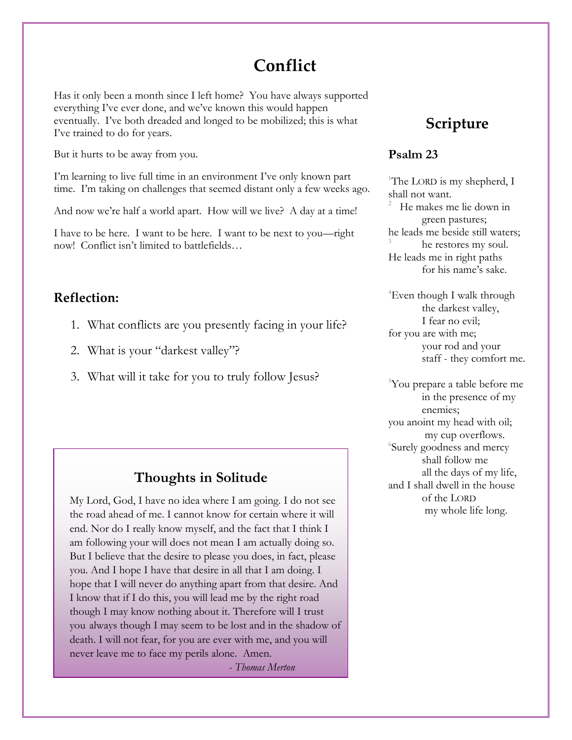# Conflict

Has it only been a month since I left home? You have always supported everything I've ever done, and we've known this would happen eventually. I've both dreaded and longed to be mobilized; this is what I've trained to do for years.

But it hurts to be away from you.

I'm learning to live full time in an environment I've only known part time. I'm taking on challenges that seemed distant only a few weeks ago.

And now we're half a world apart. How will we live? A day at a time!

I have to be here. I want to be here. I want to be next to you—right now! Conflict isn't limited to battlefields…

## Reflection:

1. What conflicts are you presently facing in your life?
2. What is your "darkest valley"?
3. What will it take for you to truly follow Jesus?

### Thoughts in Solitude

My Lord, God, I have no idea where I am going. I do not see the road ahead of me. I cannot know for certain where it will end. Nor do I really know myself, and the fact that I think I am following your will does not mean I am actually doing so. But I believe that the desire to please you does, in fact, please you. And I hope I have that desire in all that I am doing. I hope that I will never do anything apart from that desire. And I know that if I do this, you will lead me by the right road though I may know nothing about it. Therefore will I trust you always though I may seem to be lost and in the shadow of death. I will not fear, for you are ever with me, and you will never leave me to face my perils alone. Amen.

*- Thomas Merton*

## Scripture

### Psalm 23

[1]The LORD is my shepherd, I shall not want.
[2] He makes me lie down in green pastures;
he leads me beside still waters;
[3] he restores my soul.
He leads me in right paths
for his name's sake.

[4]Even though I walk through
the darkest valley,
I fear no evil;
for you are with me;
your rod and your
staff - they comfort me.

[5]You prepare a table before me
in the presence of my
enemies;
you anoint my head with oil;
my cup overflows.
[6]Surely goodness and mercy
shall follow me
all the days of my life,
and I shall dwell in the house
of the LORD
my whole life long.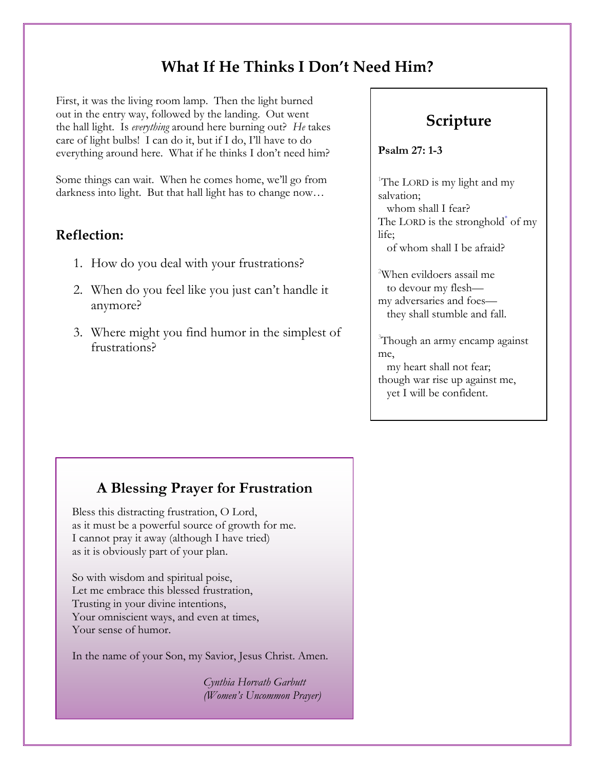# What If He Thinks I Don't Need Him?

First, it was the living room lamp. Then the light burned out in the entry way, followed by the landing. Out went the hall light. Is *everything* around here burning out? *He* takes care of light bulbs! I can do it, but if I do, I'll have to do everything around here. What if he thinks I don't need him?

Some things can wait. When he comes home, we'll go from darkness into light. But that hall light has to change now…

## Reflection:

1. How do you deal with your frustrations?
2. When do you feel like you just can't handle it anymore?
3. Where might you find humor in the simplest of frustrations?

## Scripture

**Psalm 27: 1-3**

[1]The LORD is my light and my salvation;
whom shall I fear?
The LORD is the stronghold[*] of my life;
of whom shall I be afraid?

[2]When evildoers assail me
to devour my flesh—
my adversaries and foes—
they shall stumble and fall.

[3]Though an army encamp against me,
my heart shall not fear;
though war rise up against me,
yet I will be confident.

## A Blessing Prayer for Frustration

Bless this distracting frustration, O Lord,
as it must be a powerful source of growth for me.
I cannot pray it away (although I have tried)
as it is obviously part of your plan.

So with wisdom and spiritual poise,
Let me embrace this blessed frustration,
Trusting in your divine intentions,
Your omniscient ways, and even at times,
Your sense of humor.

In the name of your Son, my Savior, Jesus Christ. Amen.

*Cynthia Horvath Garbutt*
*(Women's Uncommon Prayer)*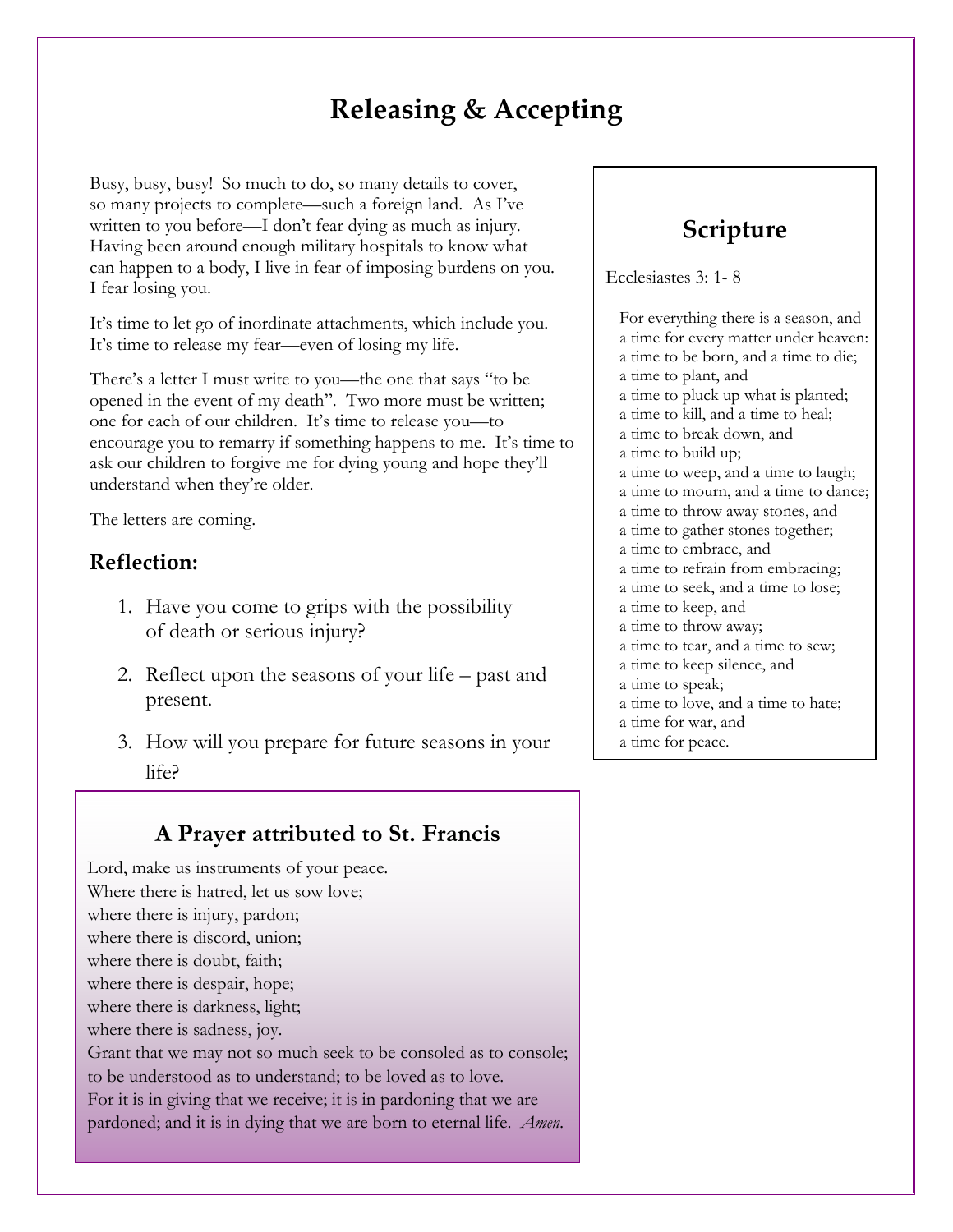# Releasing & Accepting

Busy, busy, busy! So much to do, so many details to cover, so many projects to complete—such a foreign land. As I've written to you before—I don't fear dying as much as injury. Having been around enough military hospitals to know what can happen to a body, I live in fear of imposing burdens on you. I fear losing you.

It's time to let go of inordinate attachments, which include you. It's time to release my fear—even of losing my life.

There's a letter I must write to you—the one that says "to be opened in the event of my death". Two more must be written; one for each of our children. It's time to release you—to encourage you to remarry if something happens to me. It's time to ask our children to forgive me for dying young and hope they'll understand when they're older.

The letters are coming.

## Reflection:

1. Have you come to grips with the possibility of death or serious injury?
2. Reflect upon the seasons of your life – past and present.
3. How will you prepare for future seasons in your life?

## A Prayer attributed to St. Francis

Lord, make us instruments of your peace.
Where there is hatred, let us sow love;
where there is injury, pardon;
where there is discord, union;
where there is doubt, faith;
where there is despair, hope;
where there is darkness, light;
where there is sadness, joy.
Grant that we may not so much seek to be consoled as to console;
to be understood as to understand; to be loved as to love.
For it is in giving that we receive; it is in pardoning that we are pardoned; and it is in dying that we are born to eternal life. *Amen.*

## Scripture

Ecclesiastes 3: 1- 8

For everything there is a season, and
a time for every matter under heaven:
a time to be born, and a time to die;
a time to plant, and
a time to pluck up what is planted;
a time to kill, and a time to heal;
a time to break down, and
a time to build up;
a time to weep, and a time to laugh;
a time to mourn, and a time to dance;
a time to throw away stones, and
a time to gather stones together;
a time to embrace, and
a time to refrain from embracing;
a time to seek, and a time to lose;
a time to keep, and
a time to throw away;
a time to tear, and a time to sew;
a time to keep silence, and
a time to speak;
a time to love, and a time to hate;
a time for war, and
a time for peace.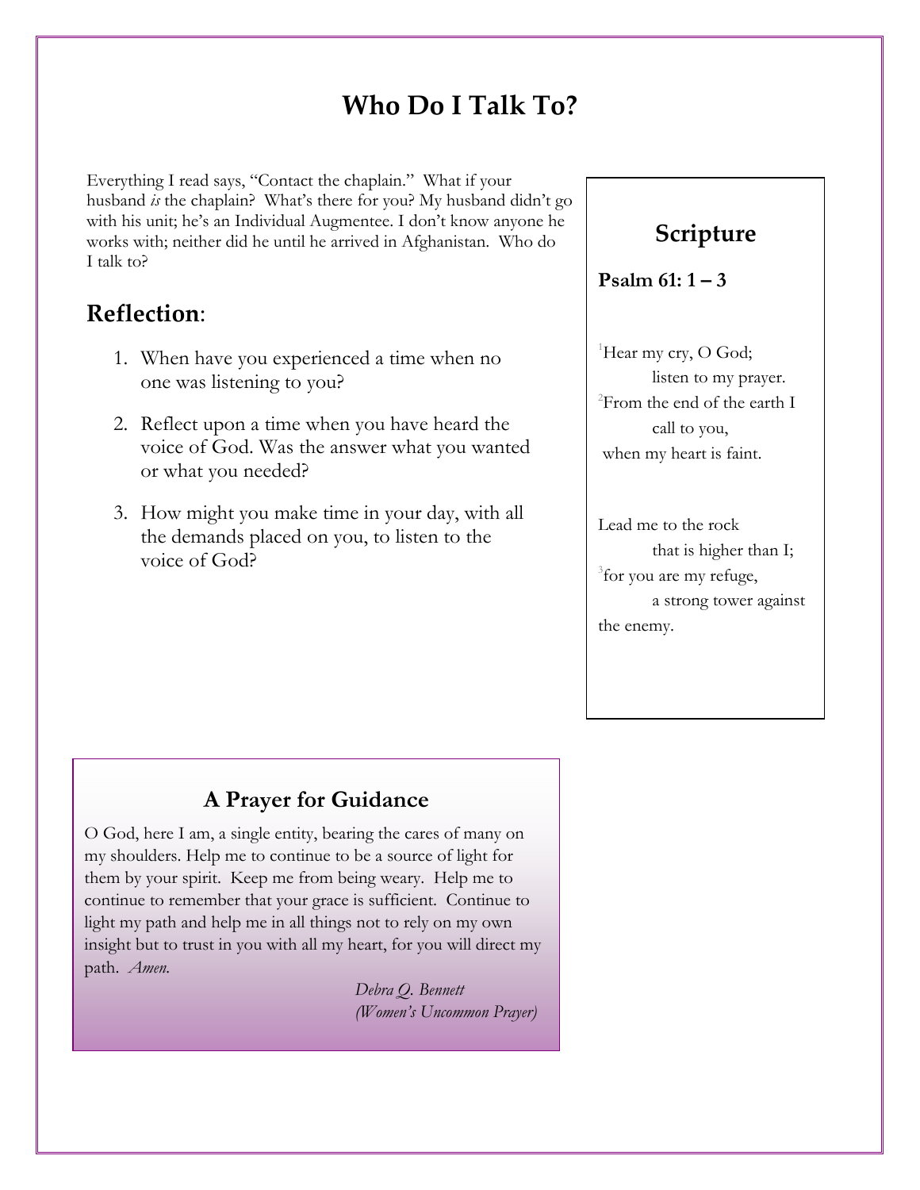# Who Do I Talk To?

Everything I read says, "Contact the chaplain." What if your husband *is* the chaplain? What's there for you? My husband didn't go with his unit; he's an Individual Augmentee. I don't know anyone he works with; neither did he until he arrived in Afghanistan. Who do I talk to?

## Reflection:

1. When have you experienced a time when no one was listening to you?
2. Reflect upon a time when you have heard the voice of God. Was the answer what you wanted or what you needed?
3. How might you make time in your day, with all the demands placed on you, to listen to the voice of God?

## Scripture

**Psalm 61: 1 – 3**

[1]Hear my cry, O God;
listen to my prayer.
[2]From the end of the earth I
call to you,
when my heart is faint.

Lead me to the rock
that is higher than I;
[3]for you are my refuge,
a strong tower against
the enemy.

### A Prayer for Guidance

O God, here I am, a single entity, bearing the cares of many on my shoulders. Help me to continue to be a source of light for them by your spirit. Keep me from being weary. Help me to continue to remember that your grace is sufficient. Continue to light my path and help me in all things not to rely on my own insight but to trust in you with all my heart, for you will direct my path. *Amen.*

*Debra Q. Bennett*
*(Women's Uncommon Prayer)*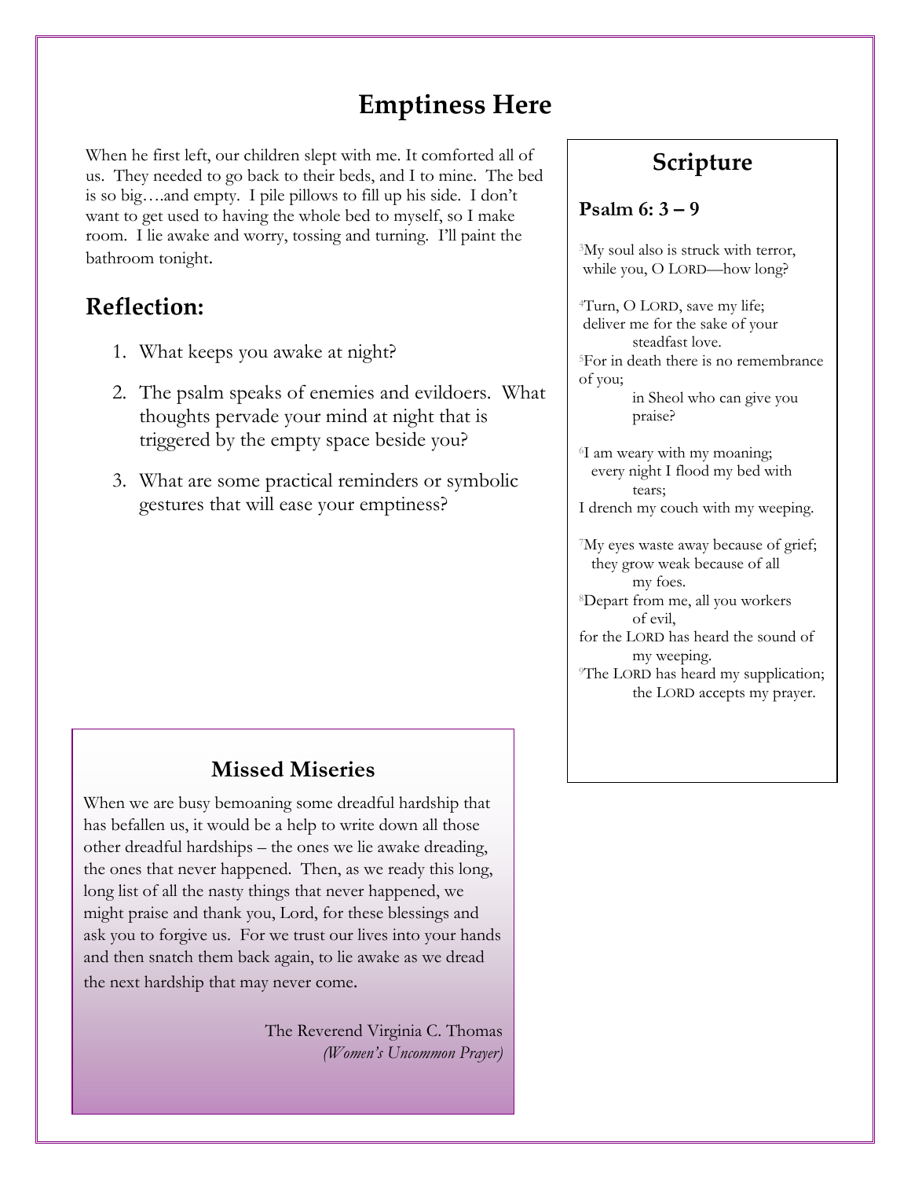# Emptiness Here

When he first left, our children slept with me. It comforted all of us. They needed to go back to their beds, and I to mine. The bed is so big….and empty. I pile pillows to fill up his side. I don't want to get used to having the whole bed to myself, so I make room. I lie awake and worry, tossing and turning. I'll paint the bathroom tonight.

## Reflection:

1. What keeps you awake at night?
2. The psalm speaks of enemies and evildoers. What thoughts pervade your mind at night that is triggered by the empty space beside you?
3. What are some practical reminders or symbolic gestures that will ease your emptiness?

## Scripture

**Psalm 6: 3 – 9**

[3]My soul also is struck with terror,
while you, O LORD—how long?

[4]Turn, O LORD, save my life;
deliver me for the sake of your steadfast love.
[5]For in death there is no remembrance of you;
in Sheol who can give you praise?

[6]I am weary with my moaning;
every night I flood my bed with tears;
I drench my couch with my weeping.

[7]My eyes waste away because of grief;
they grow weak because of all my foes.
[8]Depart from me, all you workers of evil,
for the LORD has heard the sound of my weeping.
[9]The LORD has heard my supplication;
the LORD accepts my prayer.

## Missed Miseries

When we are busy bemoaning some dreadful hardship that has befallen us, it would be a help to write down all those other dreadful hardships – the ones we lie awake dreading, the ones that never happened. Then, as we ready this long, long list of all the nasty things that never happened, we might praise and thank you, Lord, for these blessings and ask you to forgive us. For we trust our lives into your hands and then snatch them back again, to lie awake as we dread the next hardship that may never come.

The Reverend Virginia C. Thomas
*(Women's Uncommon Prayer)*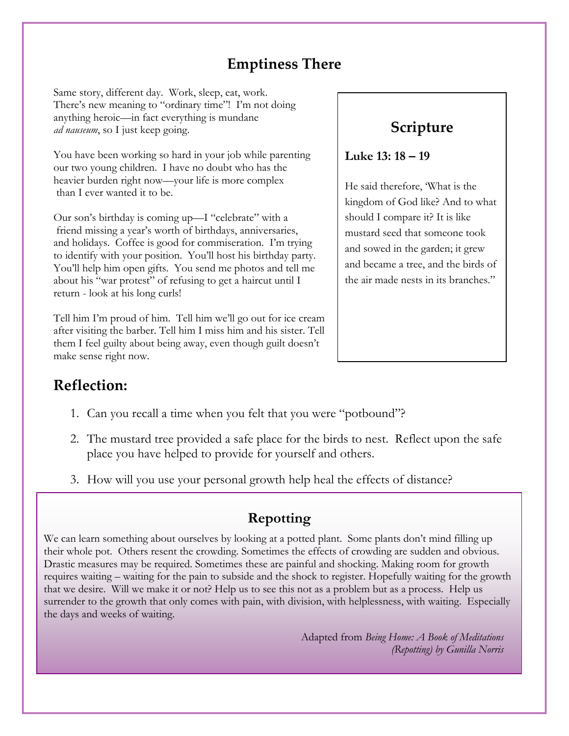# Emptiness There

Same story, different day. Work, sleep, eat, work. There's new meaning to "ordinary time"! I'm not doing anything heroic—in fact everything is mundane *ad nauseum*, so I just keep going.

You have been working so hard in your job while parenting our two young children. I have no doubt who has the heavier burden right now—your life is more complex than I ever wanted it to be.

Our son's birthday is coming up—I "celebrate" with a friend missing a year's worth of birthdays, anniversaries, and holidays. Coffee is good for commiseration. I'm trying to identify with your position. You'll host his birthday party. You'll help him open gifts. You send me photos and tell me about his "war protest" of refusing to get a haircut until I return - look at his long curls!

Tell him I'm proud of him. Tell him we'll go out for ice cream after visiting the barber. Tell him I miss him and his sister. Tell them I feel guilty about being away, even though guilt doesn't make sense right now.

## Scripture

**Luke 13: 18 – 19**

He said therefore, 'What is the kingdom of God like? And to what should I compare it? It is like mustard seed that someone took and sowed in the garden; it grew and became a tree, and the birds of the air made nests in its branches."

## Reflection:

1. Can you recall a time when you felt that you were "potbound"?
2. The mustard tree provided a safe place for the birds to nest. Reflect upon the safe place you have helped to provide for yourself and others.
3. How will you use your personal growth help heal the effects of distance?

## Repotting

We can learn something about ourselves by looking at a potted plant. Some plants don't mind filling up their whole pot. Others resent the crowding. Sometimes the effects of crowding are sudden and obvious. Drastic measures may be required. Sometimes these are painful and shocking. Making room for growth requires waiting – waiting for the pain to subside and the shock to register. Hopefully waiting for the growth that we desire. Will we make it or not? Help us to see this not as a problem but as a process. Help us surrender to the growth that only comes with pain, with division, with helplessness, with waiting. Especially the days and weeks of waiting.

Adapted from *Being Home: A Book of Meditations (Repotting) by Gunilla Norris*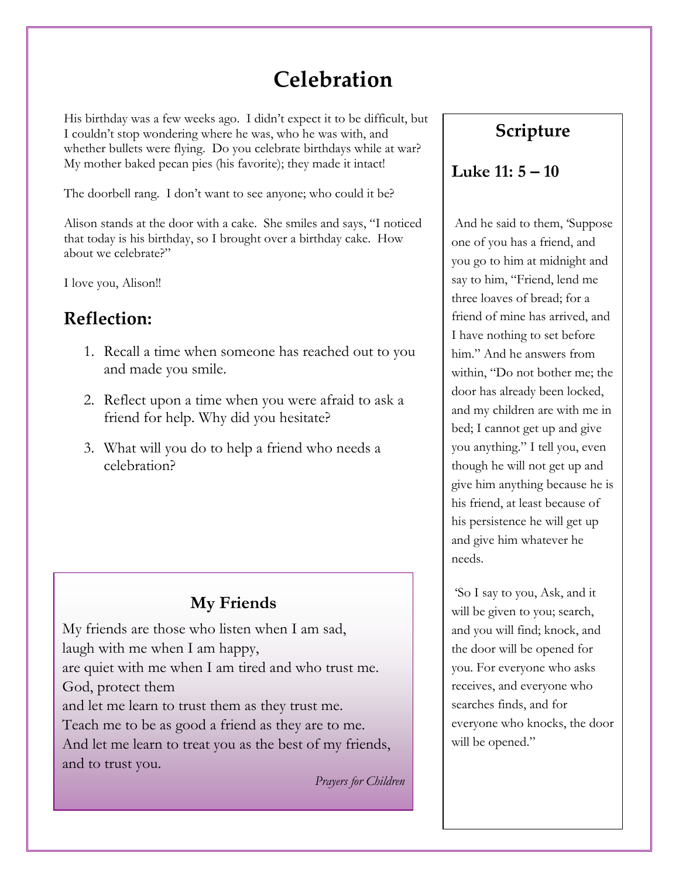# Celebration

His birthday was a few weeks ago. I didn't expect it to be difficult, but I couldn't stop wondering where he was, who he was with, and whether bullets were flying. Do you celebrate birthdays while at war? My mother baked pecan pies (his favorite); they made it intact!

The doorbell rang. I don't want to see anyone; who could it be?

Alison stands at the door with a cake. She smiles and says, "I noticed that today is his birthday, so I brought over a birthday cake. How about we celebrate?"

I love you, Alison!!

## Reflection:

1. Recall a time when someone has reached out to you and made you smile.
2. Reflect upon a time when you were afraid to ask a friend for help. Why did you hesitate?
3. What will you do to help a friend who needs a celebration?

### My Friends

My friends are those who listen when I am sad,
laugh with me when I am happy,
are quiet with me when I am tired and who trust me.
God, protect them
and let me learn to trust them as they trust me.
Teach me to be as good a friend as they are to me.
And let me learn to treat you as the best of my friends,
and to trust you.

*Prayers for Children*

## Scripture

### Luke 11: 5 – 10

And he said to them, 'Suppose one of you has a friend, and you go to him at midnight and say to him, "Friend, lend me three loaves of bread; for a friend of mine has arrived, and I have nothing to set before him." And he answers from within, "Do not bother me; the door has already been locked, and my children are with me in bed; I cannot get up and give you anything." I tell you, even though he will not get up and give him anything because he is his friend, at least because of his persistence he will get up and give him whatever he needs.

'So I say to you, Ask, and it will be given to you; search, and you will find; knock, and the door will be opened for you. For everyone who asks receives, and everyone who searches finds, and for everyone who knocks, the door will be opened."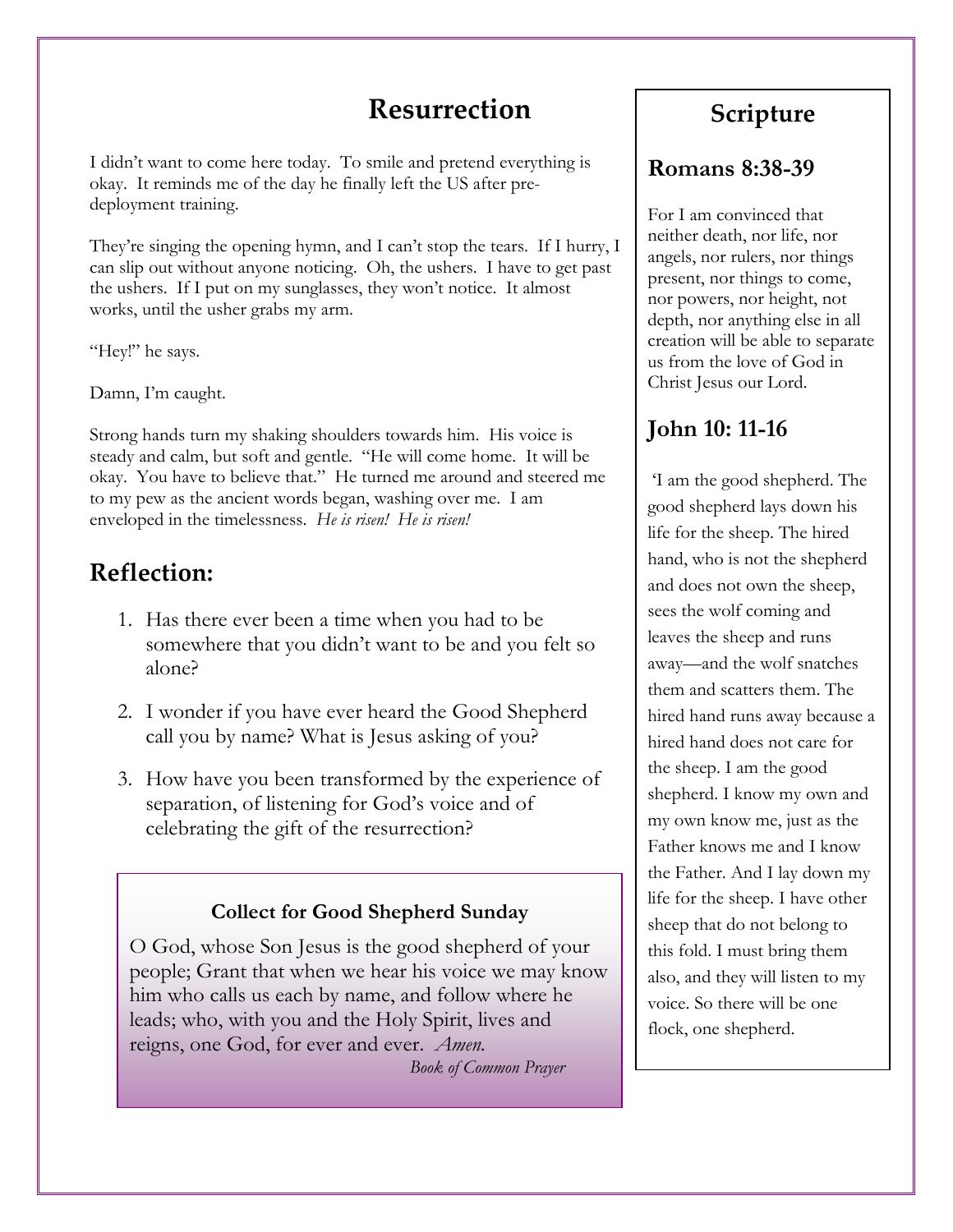# Resurrection

I didn't want to come here today. To smile and pretend everything is okay. It reminds me of the day he finally left the US after pre-deployment training.

They're singing the opening hymn, and I can't stop the tears. If I hurry, I can slip out without anyone noticing. Oh, the ushers. I have to get past the ushers. If I put on my sunglasses, they won't notice. It almost works, until the usher grabs my arm.

"Hey!" he says.

Damn, I'm caught.

Strong hands turn my shaking shoulders towards him. His voice is steady and calm, but soft and gentle. "He will come home. It will be okay. You have to believe that." He turned me around and steered me to my pew as the ancient words began, washing over me. I am enveloped in the timelessness. *He is risen! He is risen!*

## Reflection:

1. Has there ever been a time when you had to be somewhere that you didn't want to be and you felt so alone?
2. I wonder if you have ever heard the Good Shepherd call you by name? What is Jesus asking of you?
3. How have you been transformed by the experience of separation, of listening for God's voice and of celebrating the gift of the resurrection?

**Collect for Good Shepherd Sunday**

O God, whose Son Jesus is the good shepherd of your people; Grant that when we hear his voice we may know him who calls us each by name, and follow where he leads; who, with you and the Holy Spirit, lives and reigns, one God, for ever and ever. *Amen.*

*Book of Common Prayer*

# Scripture

## Romans 8:38-39

For I am convinced that neither death, nor life, nor angels, nor rulers, nor things present, nor things to come, nor powers, nor height, not depth, nor anything else in all creation will be able to separate us from the love of God in Christ Jesus our Lord.

## John 10: 11-16

'I am the good shepherd. The good shepherd lays down his life for the sheep. The hired hand, who is not the shepherd and does not own the sheep, sees the wolf coming and leaves the sheep and runs away—and the wolf snatches them and scatters them. The hired hand runs away because a hired hand does not care for the sheep. I am the good shepherd. I know my own and my own know me, just as the Father knows me and I know the Father. And I lay down my life for the sheep. I have other sheep that do not belong to this fold. I must bring them also, and they will listen to my voice. So there will be one flock, one shepherd.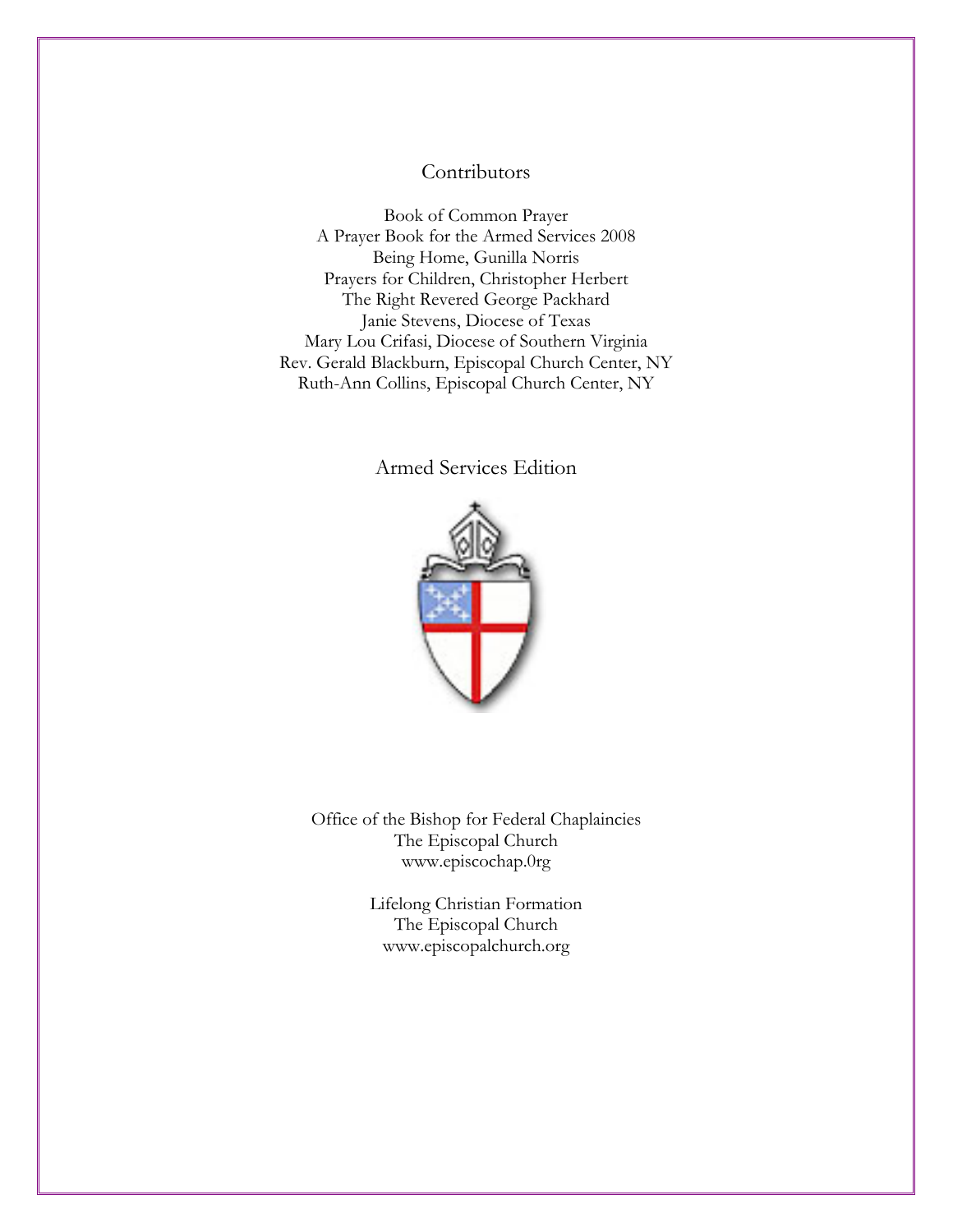## Contributors

Book of Common Prayer
A Prayer Book for the Armed Services 2008
Being Home, Gunilla Norris
Prayers for Children, Christopher Herbert
The Right Revered George Packhard
Janie Stevens, Diocese of Texas
Mary Lou Crifasi, Diocese of Southern Virginia
Rev. Gerald Blackburn, Episcopal Church Center, NY
Ruth-Ann Collins, Episcopal Church Center, NY

## Armed Services Edition

Office of the Bishop for Federal Chaplaincies
The Episcopal Church
www.episcochap.0rg

Lifelong Christian Formation
The Episcopal Church
www.episcopalchurch.org